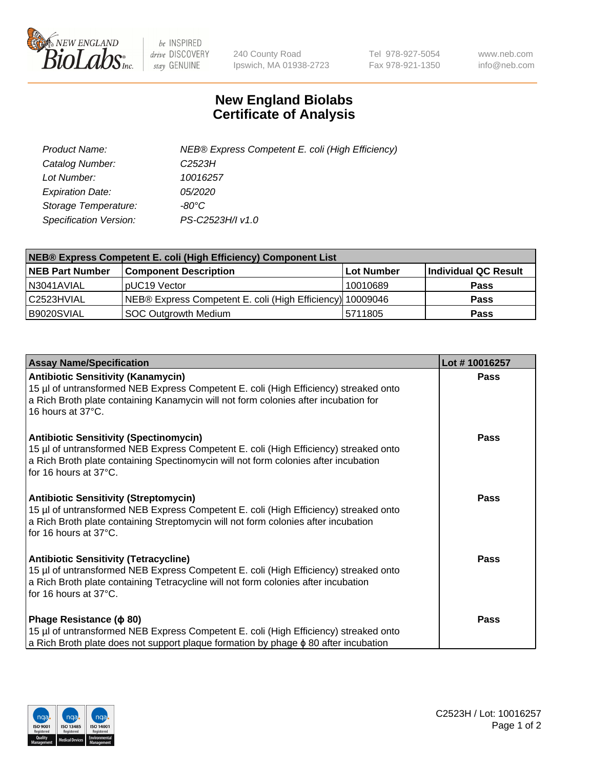240 County Road
Ipswich, MA 01938-2723

Tel 978-927-5054
Fax 978-921-1350

www.neb.com
info@neb.com

# New England Biolabs Certificate of Analysis

| | |
|---|---|
| *Product Name:* | *NEB® Express Competent E. coli (High Efficiency)* |
| *Catalog Number:* | *C2523H* |
| *Lot Number:* | *10016257* |
| *Expiration Date:* | *05/2020* |
| *Storage Temperature:* | *-80°C* |
| *Specification Version:* | *PS-C2523H/I v1.0* |

| NEB® Express Competent E. coli (High Efficiency) Component List | | | |
|---|---|---|---|
| **NEB Part Number** | **Component Description** | **Lot Number** | **Individual QC Result** |
| N3041AVIAL | pUC19 Vector | 10010689 | **Pass** |
| C2523HVIAL | NEB® Express Competent E. coli (High Efficiency) | 10009046 | **Pass** |
| B9020SVIAL | SOC Outgrowth Medium | 5711805 | **Pass** |

| Assay Name/Specification | Lot # 10016257 |
|---|---|
| **Antibiotic Sensitivity (Kanamycin)**<br>15 µl of untransformed NEB Express Competent E. coli (High Efficiency) streaked onto a Rich Broth plate containing Kanamycin will not form colonies after incubation for 16 hours at 37°C. | **Pass** |
| **Antibiotic Sensitivity (Spectinomycin)**<br>15 µl of untransformed NEB Express Competent E. coli (High Efficiency) streaked onto a Rich Broth plate containing Spectinomycin will not form colonies after incubation for 16 hours at 37°C. | **Pass** |
| **Antibiotic Sensitivity (Streptomycin)**<br>15 µl of untransformed NEB Express Competent E. coli (High Efficiency) streaked onto a Rich Broth plate containing Streptomycin will not form colonies after incubation for 16 hours at 37°C. | **Pass** |
| **Antibiotic Sensitivity (Tetracycline)**<br>15 µl of untransformed NEB Express Competent E. coli (High Efficiency) streaked onto a Rich Broth plate containing Tetracycline will not form colonies after incubation for 16 hours at 37°C. | **Pass** |
| **Phage Resistance (ϕ 80)**<br>15 µl of untransformed NEB Express Competent E. coli (High Efficiency) streaked onto a Rich Broth plate does not support plaque formation by phage ϕ 80 after incubation | **Pass** |

C2523H / Lot: 10016257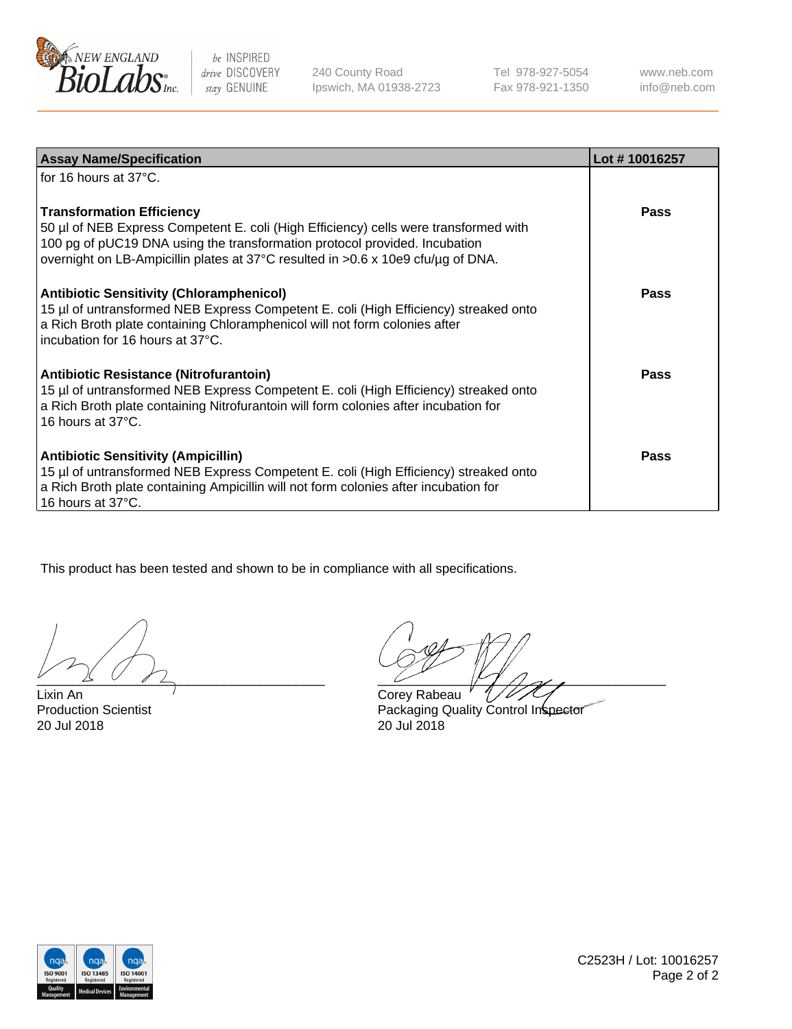| Assay Name/Specification | Lot # 10016257 |
|---|---|
| for 16 hours at 37°C. | |
| **Transformation Efficiency**<br>50 µl of NEB Express Competent E. coli (High Efficiency) cells were transformed with 100 pg of pUC19 DNA using the transformation protocol provided. Incubation overnight on LB-Ampicillin plates at 37°C resulted in >0.6 x 10e9 cfu/µg of DNA. | **Pass** |
| **Antibiotic Sensitivity (Chloramphenicol)**<br>15 µl of untransformed NEB Express Competent E. coli (High Efficiency) streaked onto a Rich Broth plate containing Chloramphenicol will not form colonies after incubation for 16 hours at 37°C. | **Pass** |
| **Antibiotic Resistance (Nitrofurantoin)**<br>15 µl of untransformed NEB Express Competent E. coli (High Efficiency) streaked onto a Rich Broth plate containing Nitrofurantoin will form colonies after incubation for 16 hours at 37°C. | **Pass** |
| **Antibiotic Sensitivity (Ampicillin)**<br>15 µl of untransformed NEB Express Competent E. coli (High Efficiency) streaked onto a Rich Broth plate containing Ampicillin will not form colonies after incubation for 16 hours at 37°C. | **Pass** |

This product has been tested and shown to be in compliance with all specifications.

Lixin An
Production Scientist
20 Jul 2018

Corey Rabeau
Packaging Quality Control Inspector
20 Jul 2018

C2523H / Lot: 10016257